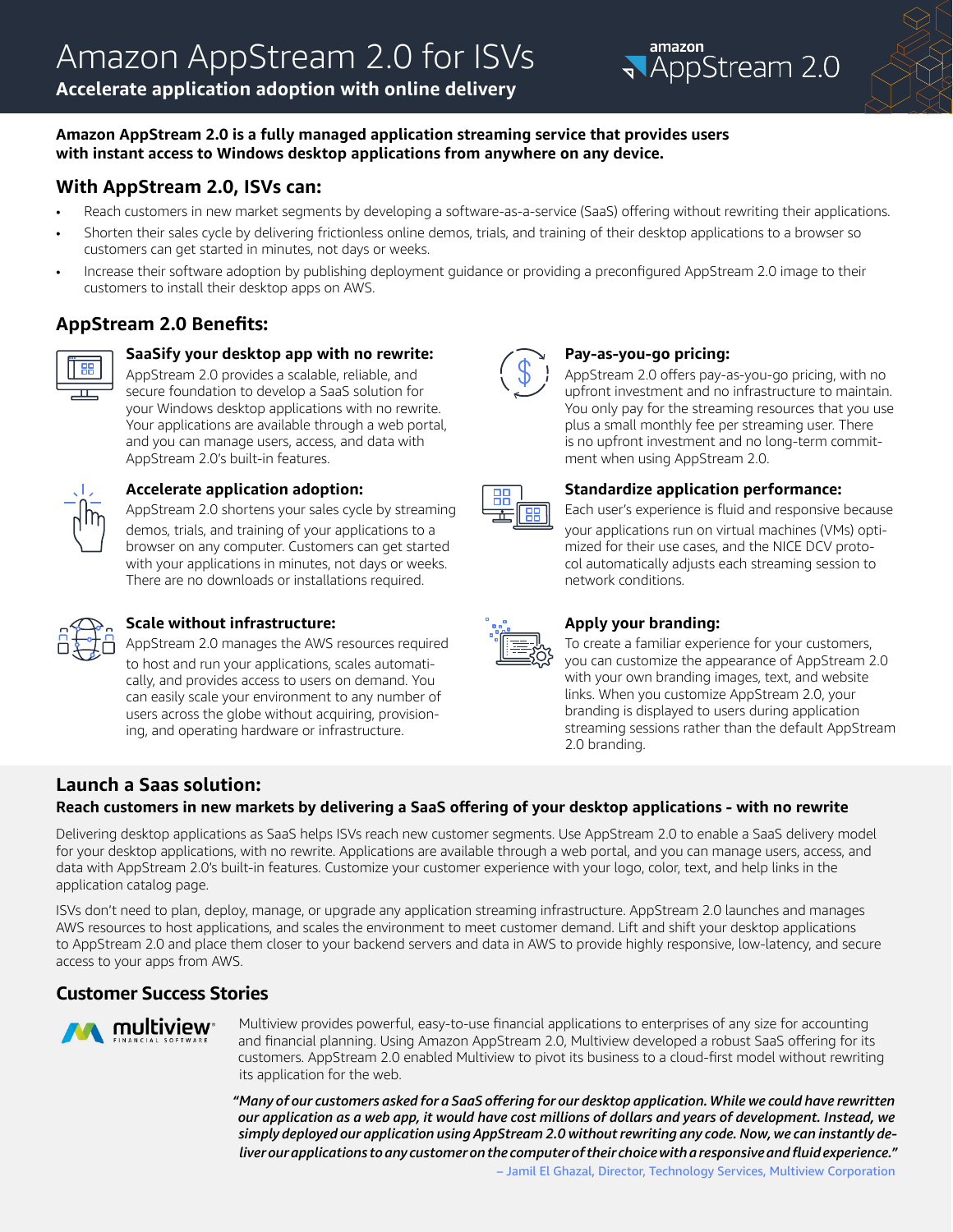# Amazon AppStream 2.0 for ISVs

**Accelerate application adoption with online delivery**

**Amazon AppStream 2.0 is a fully managed application streaming service that provides users with instant access to Windows desktop applications from anywhere on any device.**

## With AppStream 2.0, ISVs can:

- Reach customers in new market segments by developing a software-as-a-service (SaaS) offering without rewriting their applications.
- Shorten their sales cycle by delivering frictionless online demos, trials, and training of their desktop applications to a browser so customers can get started in minutes, not days or weeks.
- Increase their software adoption by publishing deployment guidance or providing a preconfigured AppStream 2.0 image to their customers to install their desktop apps on AWS.

## AppStream 2.0 Benefits:

### SaaSify your desktop app with no rewrite:

AppStream 2.0 provides a scalable, reliable, and secure foundation to develop a SaaS solution for your Windows desktop applications with no rewrite. Your applications are available through a web portal, and you can manage users, access, and data with AppStream 2.0's built-in features.

### Accelerate application adoption:

AppStream 2.0 shortens your sales cycle by streaming demos, trials, and training of your applications to a browser on any computer. Customers can get started with your applications in minutes, not days or weeks. There are no downloads or installations required.

### Scale without infrastructure:

AppStream 2.0 manages the AWS resources required to host and run your applications, scales automatically, and provides access to users on demand. You can easily scale your environment to any number of users across the globe without acquiring, provisioning, and operating hardware or infrastructure.

### Pay-as-you-go pricing:

AppStream 2.0 offers pay-as-you-go pricing, with no upfront investment and no infrastructure to maintain. You only pay for the streaming resources that you use plus a small monthly fee per streaming user. There is no upfront investment and no long-term commitment when using AppStream 2.0.

### Standardize application performance:

Each user's experience is fluid and responsive because your applications run on virtual machines (VMs) optimized for their use cases, and the NICE DCV protocol automatically adjusts each streaming session to network conditions.

### Apply your branding:

To create a familiar experience for your customers, you can customize the appearance of AppStream 2.0 with your own branding images, text, and website links. When you customize AppStream 2.0, your branding is displayed to users during application streaming sessions rather than the default AppStream 2.0 branding.

## Launch a Saas solution:

**Reach customers in new markets by delivering a SaaS offering of your desktop applications - with no rewrite**

Delivering desktop applications as SaaS helps ISVs reach new customer segments. Use AppStream 2.0 to enable a SaaS delivery model for your desktop applications, with no rewrite. Applications are available through a web portal, and you can manage users, access, and data with AppStream 2.0's built-in features. Customize your customer experience with your logo, color, text, and help links in the application catalog page.

ISVs don't need to plan, deploy, manage, or upgrade any application streaming infrastructure. AppStream 2.0 launches and manages AWS resources to host applications, and scales the environment to meet customer demand. Lift and shift your desktop applications to AppStream 2.0 and place them closer to your backend servers and data in AWS to provide highly responsive, low-latency, and secure access to your apps from AWS.

## Customer Success Stories

**multiview** FINANCIAL SOFTWARE

Multiview provides powerful, easy-to-use financial applications to enterprises of any size for accounting and financial planning. Using Amazon AppStream 2.0, Multiview developed a robust SaaS offering for its customers. AppStream 2.0 enabled Multiview to pivot its business to a cloud-first model without rewriting its application for the web.

*"Many of our customers asked for a SaaS offering for our desktop application. While we could have rewritten our application as a web app, it would have cost millions of dollars and years of development. Instead, we simply deployed our application using AppStream 2.0 without rewriting any code. Now, we can instantly deliver our applications to any customer on the computer of their choice with a responsive and fluid experience."*

– Jamil El Ghazal, Director, Technology Services, Multiview Corporation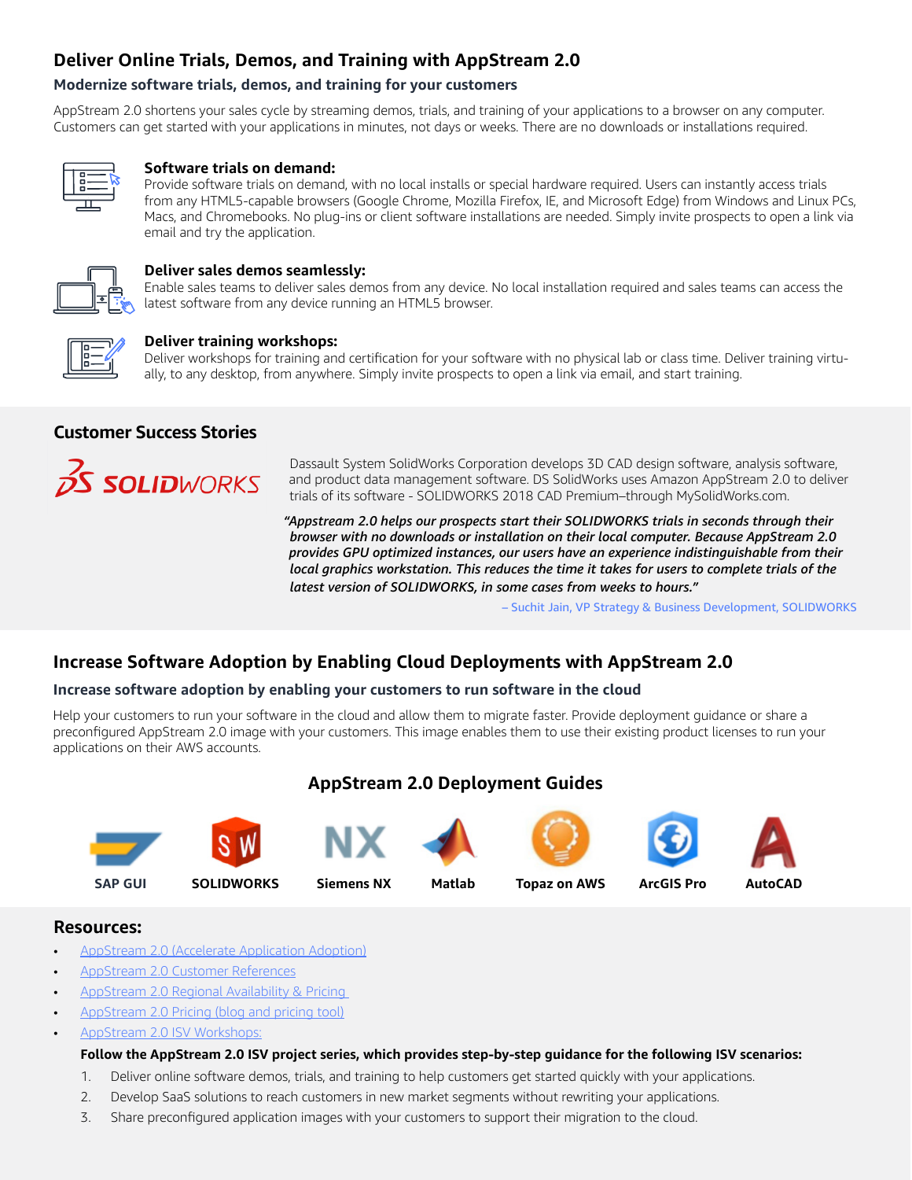## Deliver Online Trials, Demos, and Training with AppStream 2.0

### Modernize software trials, demos, and training for your customers

AppStream 2.0 shortens your sales cycle by streaming demos, trials, and training of your applications to a browser on any computer. Customers can get started with your applications in minutes, not days or weeks. There are no downloads or installations required.

**Software trials on demand:**
Provide software trials on demand, with no local installs or special hardware required. Users can instantly access trials from any HTML5-capable browsers (Google Chrome, Mozilla Firefox, IE, and Microsoft Edge) from Windows and Linux PCs, Macs, and Chromebooks. No plug-ins or client software installations are needed. Simply invite prospects to open a link via email and try the application.

**Deliver sales demos seamlessly:**
Enable sales teams to deliver sales demos from any device. No local installation required and sales teams can access the latest software from any device running an HTML5 browser.

**Deliver training workshops:**
Deliver workshops for training and certification for your software with no physical lab or class time. Deliver training virtually, to any desktop, from anywhere. Simply invite prospects to open a link via email, and start training.

## Customer Success Stories

SOLIDWORKS

Dassault System SolidWorks Corporation develops 3D CAD design software, analysis software, and product data management software. DS SolidWorks uses Amazon AppStream 2.0 to deliver trials of its software - SOLIDWORKS 2018 CAD Premium–through MySolidWorks.com.

*"Appstream 2.0 helps our prospects start their SOLIDWORKS trials in seconds through their browser with no downloads or installation on their local computer. Because AppStream 2.0 provides GPU optimized instances, our users have an experience indistinguishable from their local graphics workstation. This reduces the time it takes for users to complete trials of the latest version of SOLIDWORKS, in some cases from weeks to hours."*

– Suchit Jain, VP Strategy & Business Development, SOLIDWORKS

## Increase Software Adoption by Enabling Cloud Deployments with AppStream 2.0

### Increase software adoption by enabling your customers to run software in the cloud

Help your customers to run your software in the cloud and allow them to migrate faster. Provide deployment guidance or share a preconfigured AppStream 2.0 image with your customers. This image enables them to use their existing product licenses to run your applications on their AWS accounts.

### AppStream 2.0 Deployment Guides

SAP GUI · SOLIDWORKS · Siemens NX · Matlab · Topaz on AWS · ArcGIS Pro · AutoCAD

## Resources:

- AppStream 2.0 (Accelerate Application Adoption)
- AppStream 2.0 Customer References
- AppStream 2.0 Regional Availability & Pricing
- AppStream 2.0 Pricing (blog and pricing tool)
- AppStream 2.0 ISV Workshops:

**Follow the AppStream 2.0 ISV project series, which provides step-by-step guidance for the following ISV scenarios:**

1. Deliver online software demos, trials, and training to help customers get started quickly with your applications.
2. Develop SaaS solutions to reach customers in new market segments without rewriting your applications.
3. Share preconfigured application images with your customers to support their migration to the cloud.